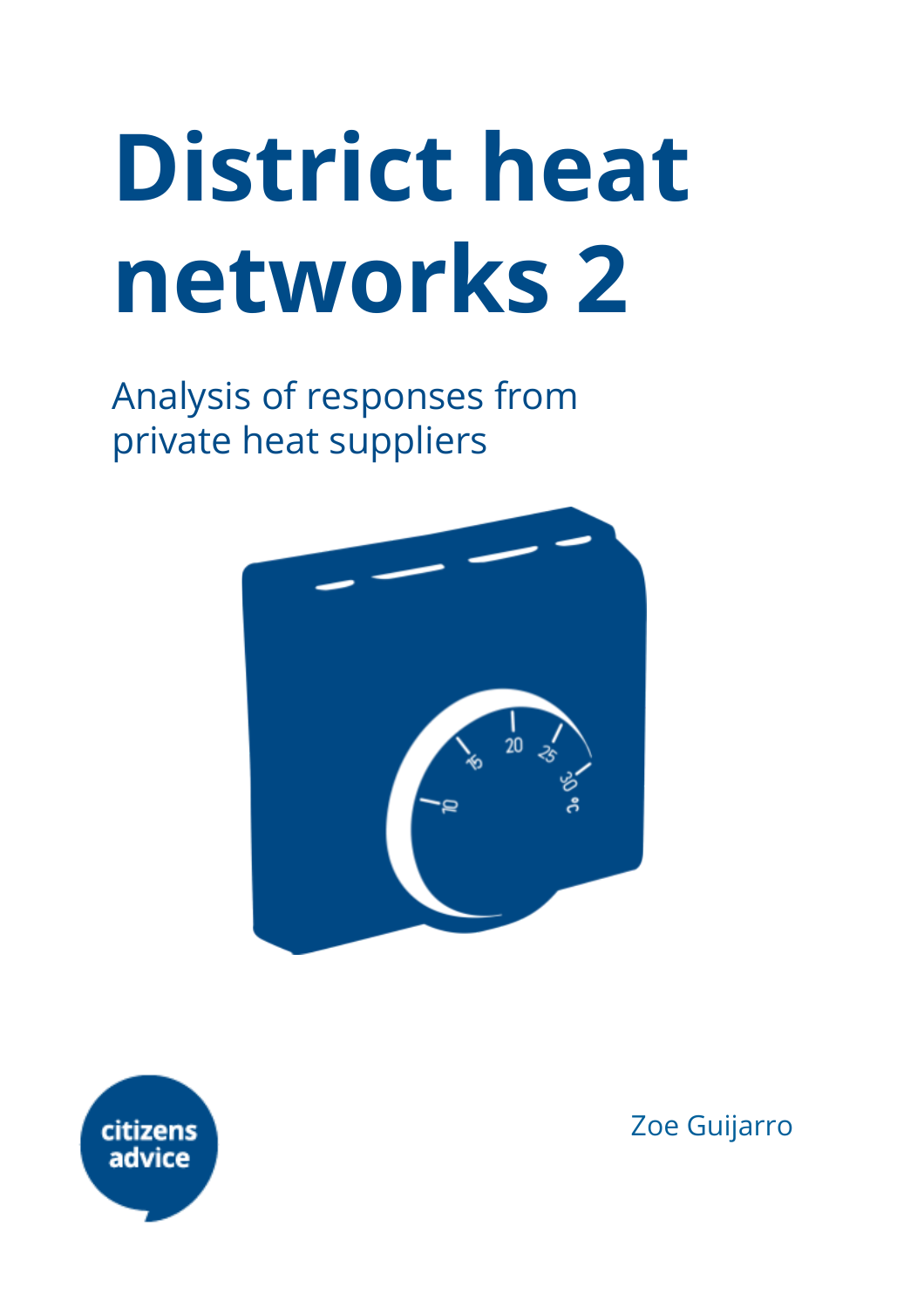# District heat networks 2

Analysis of responses from private heat suppliers

citizens advice

Zoe Guijarro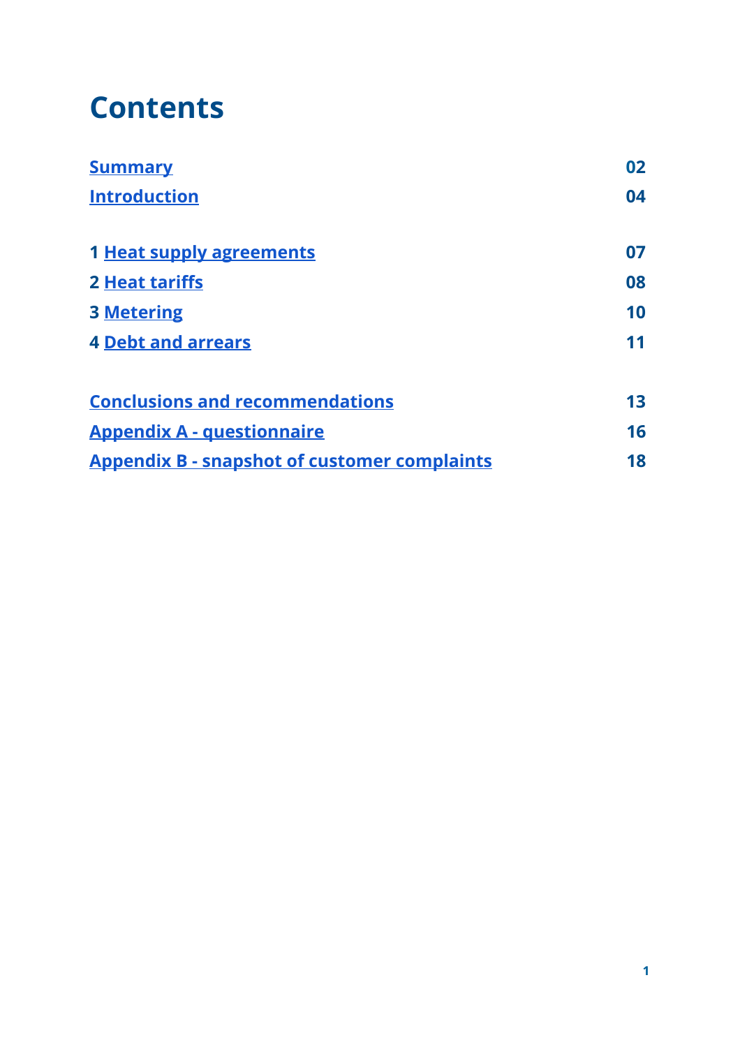# Contents

| | |
|---|---|
| Summary | 02 |
| Introduction | 04 |
| | |
| 1 Heat supply agreements | 07 |
| 2 Heat tariffs | 08 |
| 3 Metering | 10 |
| 4 Debt and arrears | 11 |
| | |
| Conclusions and recommendations | 13 |
| Appendix A - questionnaire | 16 |
| Appendix B - snapshot of customer complaints | 18 |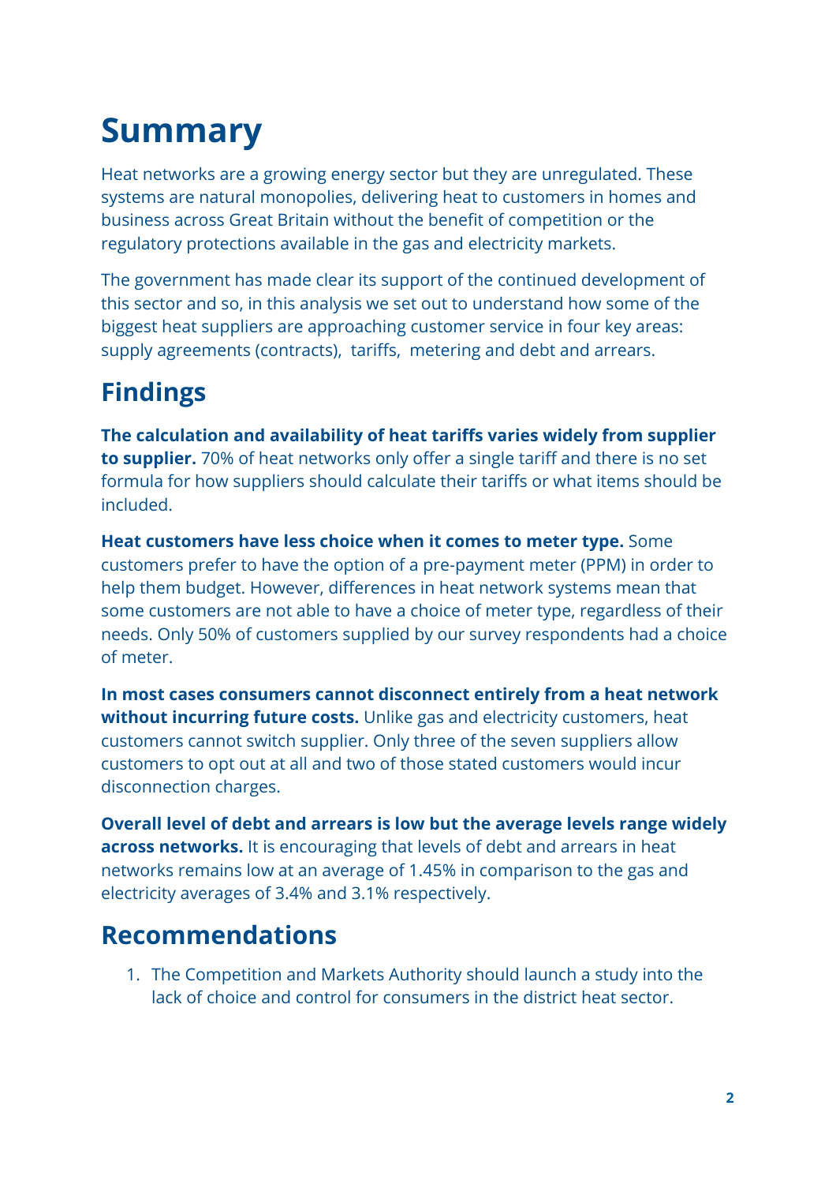# Summary

Heat networks are a growing energy sector but they are unregulated. These systems are natural monopolies, delivering heat to customers in homes and business across Great Britain without the benefit of competition or the regulatory protections available in the gas and electricity markets.

The government has made clear its support of the continued development of this sector and so, in this analysis we set out to understand how some of the biggest heat suppliers are approaching customer service in four key areas: supply agreements (contracts), tariffs, metering and debt and arrears.

## Findings

**The calculation and availability of heat tariffs varies widely from supplier to supplier.** 70% of heat networks only offer a single tariff and there is no set formula for how suppliers should calculate their tariffs or what items should be included.

**Heat customers have less choice when it comes to meter type.** Some customers prefer to have the option of a pre-payment meter (PPM) in order to help them budget. However, differences in heat network systems mean that some customers are not able to have a choice of meter type, regardless of their needs. Only 50% of customers supplied by our survey respondents had a choice of meter.

**In most cases consumers cannot disconnect entirely from a heat network without incurring future costs.** Unlike gas and electricity customers, heat customers cannot switch supplier. Only three of the seven suppliers allow customers to opt out at all and two of those stated customers would incur disconnection charges.

**Overall level of debt and arrears is low but the average levels range widely across networks.** It is encouraging that levels of debt and arrears in heat networks remains low at an average of 1.45% in comparison to the gas and electricity averages of 3.4% and 3.1% respectively.

## Recommendations

1. The Competition and Markets Authority should launch a study into the lack of choice and control for consumers in the district heat sector.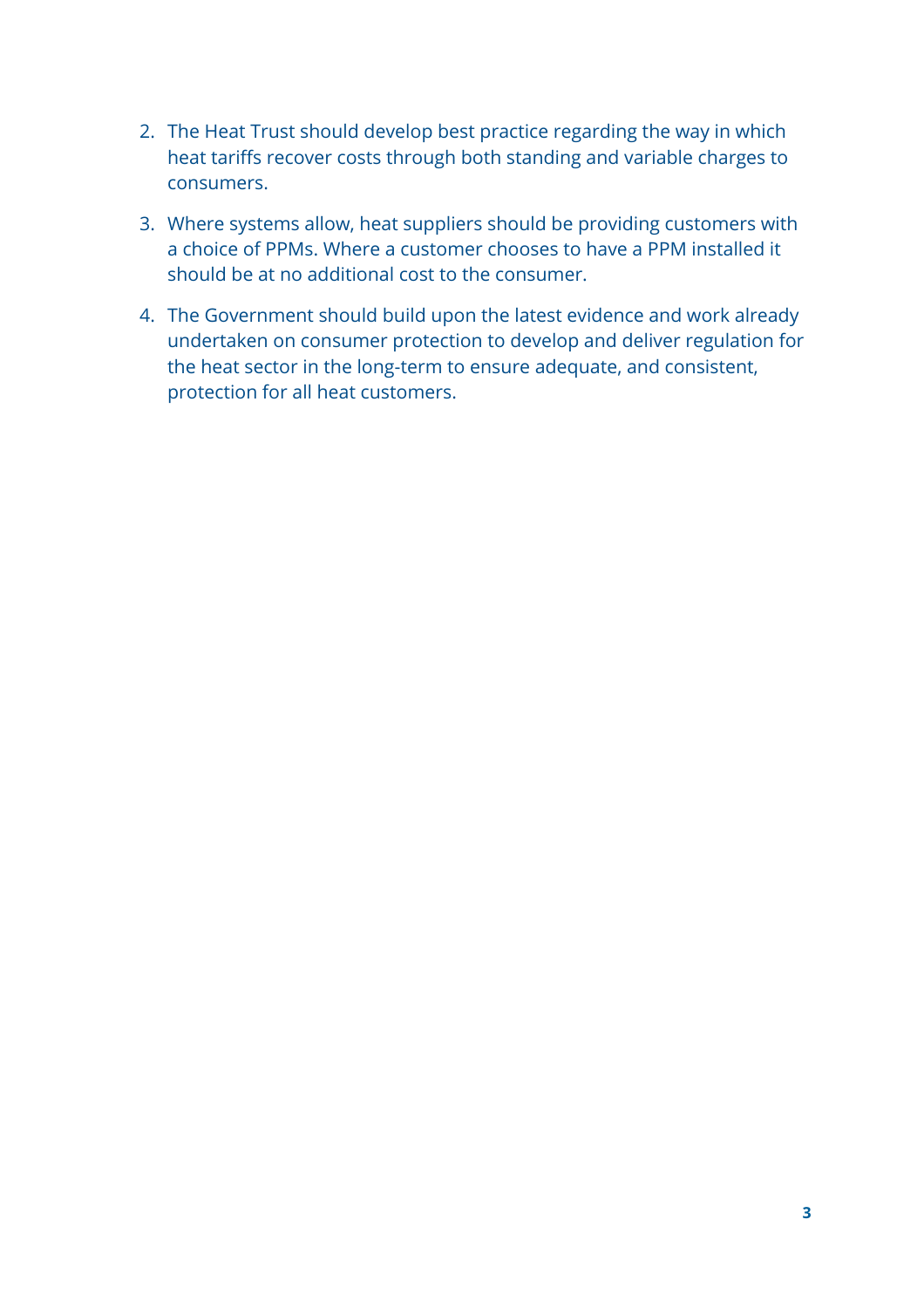2. The Heat Trust should develop best practice regarding the way in which heat tariffs recover costs through both standing and variable charges to consumers.
3. Where systems allow, heat suppliers should be providing customers with a choice of PPMs. Where a customer chooses to have a PPM installed it should be at no additional cost to the consumer.
4. The Government should build upon the latest evidence and work already undertaken on consumer protection to develop and deliver regulation for the heat sector in the long-term to ensure adequate, and consistent, protection for all heat customers.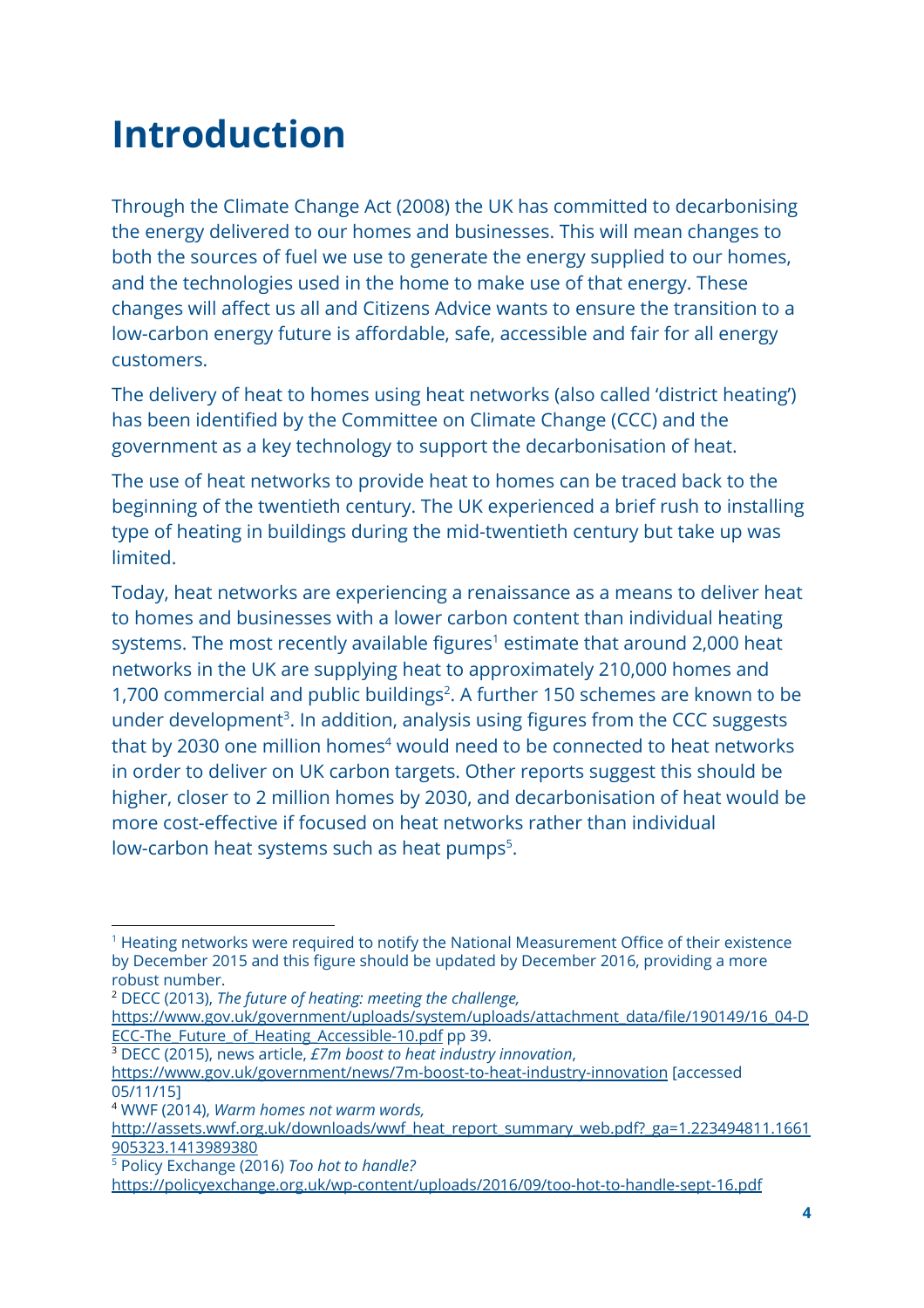# Introduction

Through the Climate Change Act (2008) the UK has committed to decarbonising the energy delivered to our homes and businesses. This will mean changes to both the sources of fuel we use to generate the energy supplied to our homes, and the technologies used in the home to make use of that energy. These changes will affect us all and Citizens Advice wants to ensure the transition to a low-carbon energy future is affordable, safe, accessible and fair for all energy customers.

The delivery of heat to homes using heat networks (also called 'district heating') has been identified by the Committee on Climate Change (CCC) and the government as a key technology to support the decarbonisation of heat.

The use of heat networks to provide heat to homes can be traced back to the beginning of the twentieth century. The UK experienced a brief rush to installing type of heating in buildings during the mid-twentieth century but take up was limited.

Today, heat networks are experiencing a renaissance as a means to deliver heat to homes and businesses with a lower carbon content than individual heating systems. The most recently available figures[1] estimate that around 2,000 heat networks in the UK are supplying heat to approximately 210,000 homes and 1,700 commercial and public buildings[2]. A further 150 schemes are known to be under development[3]. In addition, analysis using figures from the CCC suggests that by 2030 one million homes[4] would need to be connected to heat networks in order to deliver on UK carbon targets. Other reports suggest this should be higher, closer to 2 million homes by 2030, and decarbonisation of heat would be more cost-effective if focused on heat networks rather than individual low-carbon heat systems such as heat pumps[5].

---

[1] Heating networks were required to notify the National Measurement Office of their existence by December 2015 and this figure should be updated by December 2016, providing a more robust number.

[2] DECC (2013), *The future of heating: meeting the challenge,* https://www.gov.uk/government/uploads/system/uploads/attachment_data/file/190149/16_04-DECC-The_Future_of_Heating_Accessible-10.pdf pp 39.

[3] DECC (2015), news article, *£7m boost to heat industry innovation*, https://www.gov.uk/government/news/7m-boost-to-heat-industry-innovation [accessed 05/11/15]

[4] WWF (2014), *Warm homes not warm words,* http://assets.wwf.org.uk/downloads/wwf_heat_report_summary_web.pdf?_ga=1.223494811.1661905323.1413989380

[5] Policy Exchange (2016) *Too hot to handle?* https://policyexchange.org.uk/wp-content/uploads/2016/09/too-hot-to-handle-sept-16.pdf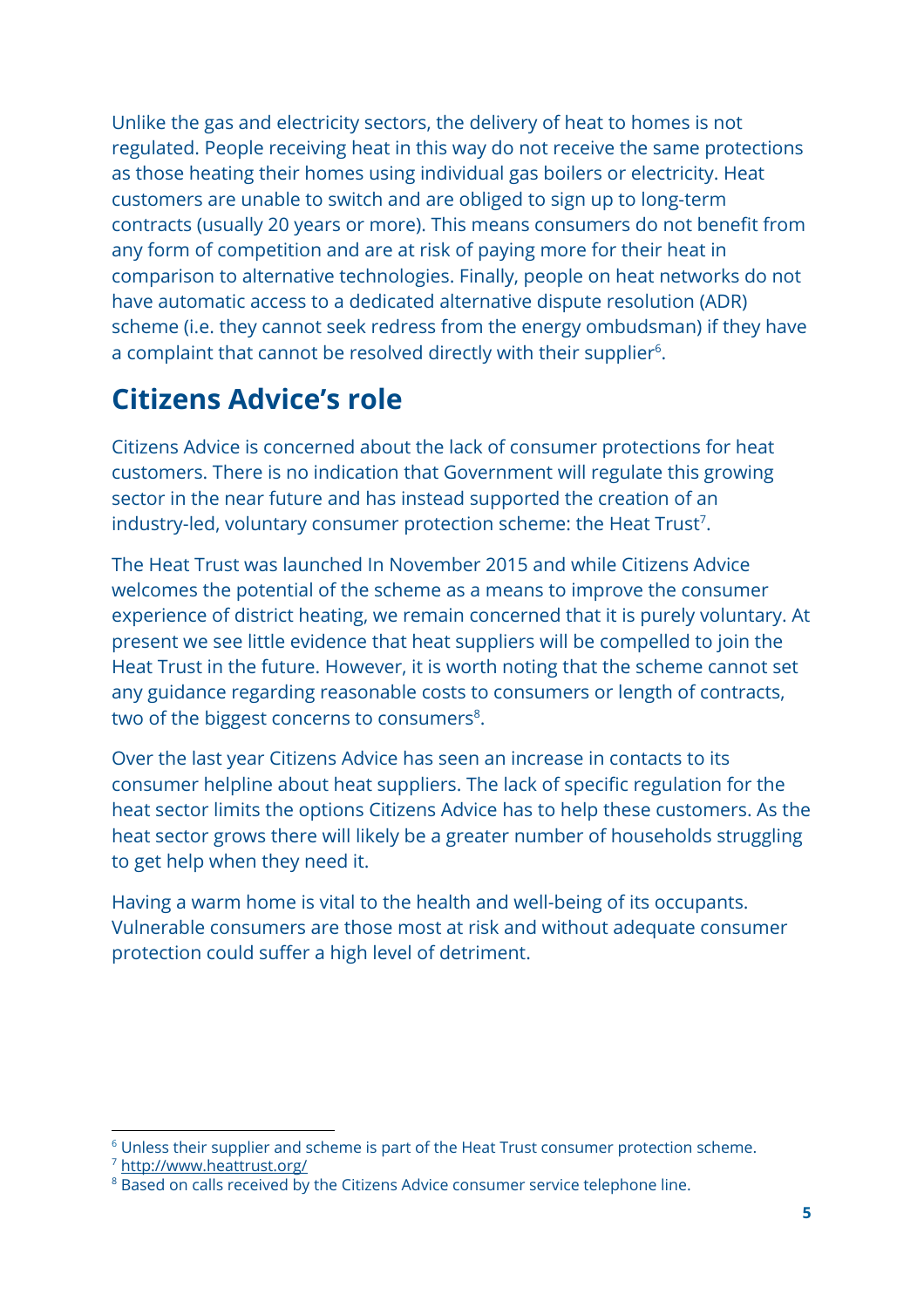Unlike the gas and electricity sectors, the delivery of heat to homes is not regulated. People receiving heat in this way do not receive the same protections as those heating their homes using individual gas boilers or electricity. Heat customers are unable to switch and are obliged to sign up to long-term contracts (usually 20 years or more). This means consumers do not benefit from any form of competition and are at risk of paying more for their heat in comparison to alternative technologies. Finally, people on heat networks do not have automatic access to a dedicated alternative dispute resolution (ADR) scheme (i.e. they cannot seek redress from the energy ombudsman) if they have a complaint that cannot be resolved directly with their supplier[6].

## Citizens Advice's role

Citizens Advice is concerned about the lack of consumer protections for heat customers. There is no indication that Government will regulate this growing sector in the near future and has instead supported the creation of an industry-led, voluntary consumer protection scheme: the Heat Trust[7].

The Heat Trust was launched In November 2015 and while Citizens Advice welcomes the potential of the scheme as a means to improve the consumer experience of district heating, we remain concerned that it is purely voluntary. At present we see little evidence that heat suppliers will be compelled to join the Heat Trust in the future. However, it is worth noting that the scheme cannot set any guidance regarding reasonable costs to consumers or length of contracts, two of the biggest concerns to consumers[8].

Over the last year Citizens Advice has seen an increase in contacts to its consumer helpline about heat suppliers. The lack of specific regulation for the heat sector limits the options Citizens Advice has to help these customers. As the heat sector grows there will likely be a greater number of households struggling to get help when they need it.

Having a warm home is vital to the health and well-being of its occupants. Vulnerable consumers are those most at risk and without adequate consumer protection could suffer a high level of detriment.

---

[6] Unless their supplier and scheme is part of the Heat Trust consumer protection scheme.

[7] http://www.heattrust.org/

[8] Based on calls received by the Citizens Advice consumer service telephone line.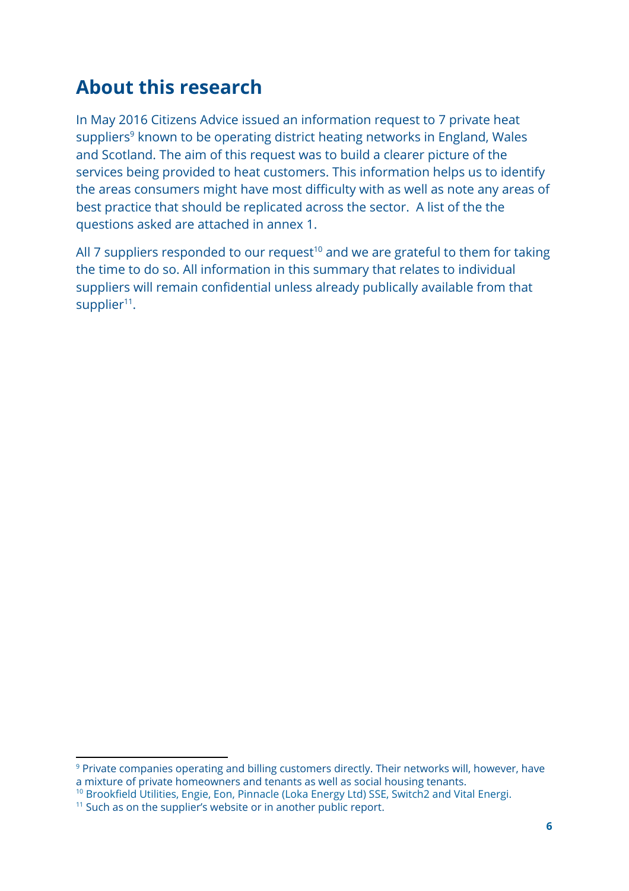## About this research

In May 2016 Citizens Advice issued an information request to 7 private heat suppliers[9] known to be operating district heating networks in England, Wales and Scotland. The aim of this request was to build a clearer picture of the services being provided to heat customers. This information helps us to identify the areas consumers might have most difficulty with as well as note any areas of best practice that should be replicated across the sector. A list of the the questions asked are attached in annex 1.

All 7 suppliers responded to our request[10] and we are grateful to them for taking the time to do so. All information in this summary that relates to individual suppliers will remain confidential unless already publically available from that supplier[11].

---

[9] Private companies operating and billing customers directly. Their networks will, however, have a mixture of private homeowners and tenants as well as social housing tenants.

[10] Brookfield Utilities, Engie, Eon, Pinnacle (Loka Energy Ltd) SSE, Switch2 and Vital Energi.

[11] Such as on the supplier's website or in another public report.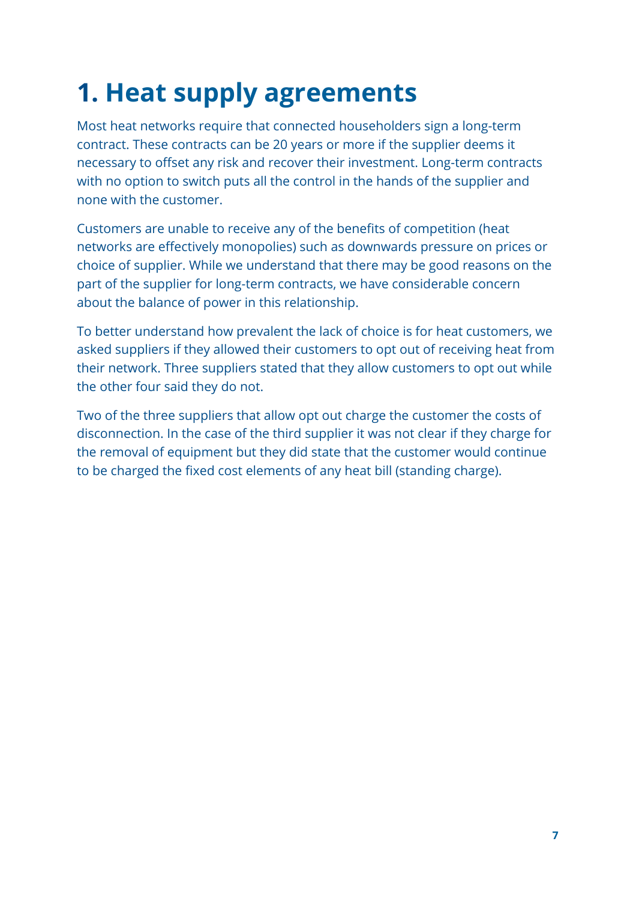# 1. Heat supply agreements

Most heat networks require that connected householders sign a long-term contract. These contracts can be 20 years or more if the supplier deems it necessary to offset any risk and recover their investment. Long-term contracts with no option to switch puts all the control in the hands of the supplier and none with the customer.

Customers are unable to receive any of the benefits of competition (heat networks are effectively monopolies) such as downwards pressure on prices or choice of supplier. While we understand that there may be good reasons on the part of the supplier for long-term contracts, we have considerable concern about the balance of power in this relationship.

To better understand how prevalent the lack of choice is for heat customers, we asked suppliers if they allowed their customers to opt out of receiving heat from their network. Three suppliers stated that they allow customers to opt out while the other four said they do not.

Two of the three suppliers that allow opt out charge the customer the costs of disconnection. In the case of the third supplier it was not clear if they charge for the removal of equipment but they did state that the customer would continue to be charged the fixed cost elements of any heat bill (standing charge).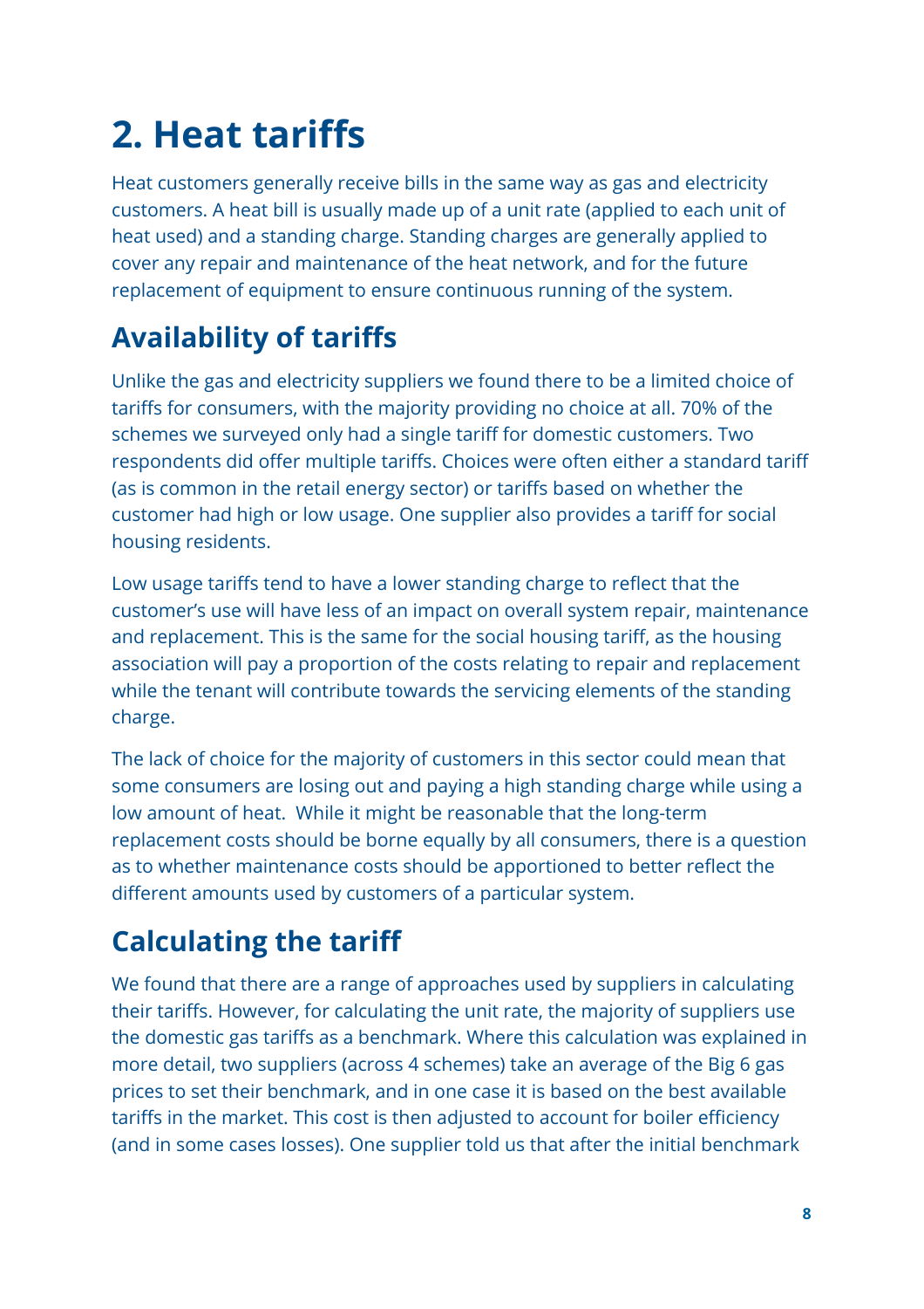# 2. Heat tariffs

Heat customers generally receive bills in the same way as gas and electricity customers. A heat bill is usually made up of a unit rate (applied to each unit of heat used) and a standing charge. Standing charges are generally applied to cover any repair and maintenance of the heat network, and for the future replacement of equipment to ensure continuous running of the system.

## Availability of tariffs

Unlike the gas and electricity suppliers we found there to be a limited choice of tariffs for consumers, with the majority providing no choice at all. 70% of the schemes we surveyed only had a single tariff for domestic customers. Two respondents did offer multiple tariffs. Choices were often either a standard tariff (as is common in the retail energy sector) or tariffs based on whether the customer had high or low usage. One supplier also provides a tariff for social housing residents.

Low usage tariffs tend to have a lower standing charge to reflect that the customer's use will have less of an impact on overall system repair, maintenance and replacement. This is the same for the social housing tariff, as the housing association will pay a proportion of the costs relating to repair and replacement while the tenant will contribute towards the servicing elements of the standing charge.

The lack of choice for the majority of customers in this sector could mean that some consumers are losing out and paying a high standing charge while using a low amount of heat. While it might be reasonable that the long-term replacement costs should be borne equally by all consumers, there is a question as to whether maintenance costs should be apportioned to better reflect the different amounts used by customers of a particular system.

## Calculating the tariff

We found that there are a range of approaches used by suppliers in calculating their tariffs. However, for calculating the unit rate, the majority of suppliers use the domestic gas tariffs as a benchmark. Where this calculation was explained in more detail, two suppliers (across 4 schemes) take an average of the Big 6 gas prices to set their benchmark, and in one case it is based on the best available tariffs in the market. This cost is then adjusted to account for boiler efficiency (and in some cases losses). One supplier told us that after the initial benchmark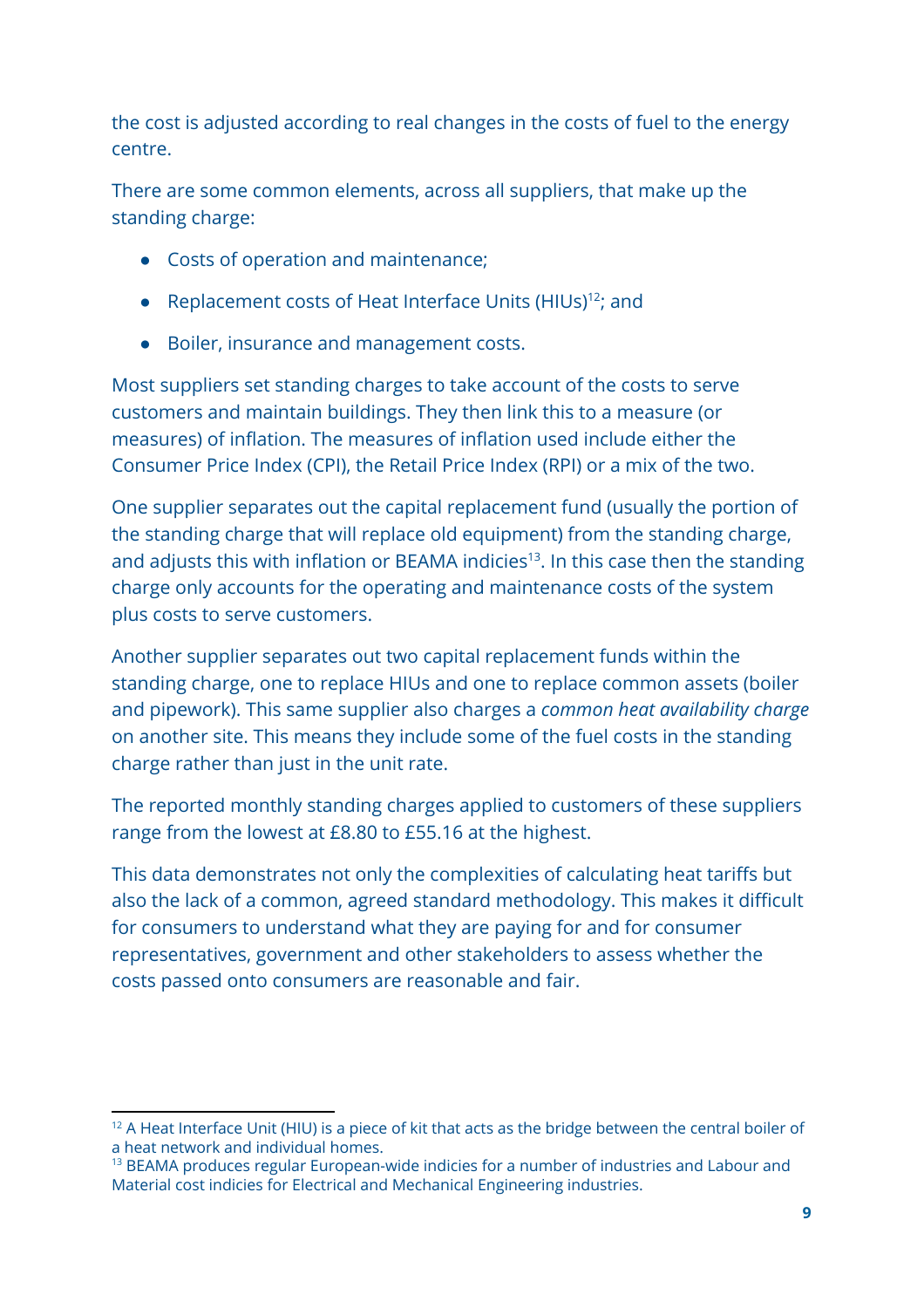the cost is adjusted according to real changes in the costs of fuel to the energy centre.

There are some common elements, across all suppliers, that make up the standing charge:

- Costs of operation and maintenance;
- Replacement costs of Heat Interface Units (HIUs)[12]; and
- Boiler, insurance and management costs.

Most suppliers set standing charges to take account of the costs to serve customers and maintain buildings. They then link this to a measure (or measures) of inflation. The measures of inflation used include either the Consumer Price Index (CPI), the Retail Price Index (RPI) or a mix of the two.

One supplier separates out the capital replacement fund (usually the portion of the standing charge that will replace old equipment) from the standing charge, and adjusts this with inflation or BEAMA indicies[13]. In this case then the standing charge only accounts for the operating and maintenance costs of the system plus costs to serve customers.

Another supplier separates out two capital replacement funds within the standing charge, one to replace HIUs and one to replace common assets (boiler and pipework). This same supplier also charges a *common heat availability charge* on another site. This means they include some of the fuel costs in the standing charge rather than just in the unit rate.

The reported monthly standing charges applied to customers of these suppliers range from the lowest at £8.80 to £55.16 at the highest.

This data demonstrates not only the complexities of calculating heat tariffs but also the lack of a common, agreed standard methodology. This makes it difficult for consumers to understand what they are paying for and for consumer representatives, government and other stakeholders to assess whether the costs passed onto consumers are reasonable and fair.

---

[12] A Heat Interface Unit (HIU) is a piece of kit that acts as the bridge between the central boiler of a heat network and individual homes.

[13] BEAMA produces regular European-wide indicies for a number of industries and Labour and Material cost indicies for Electrical and Mechanical Engineering industries.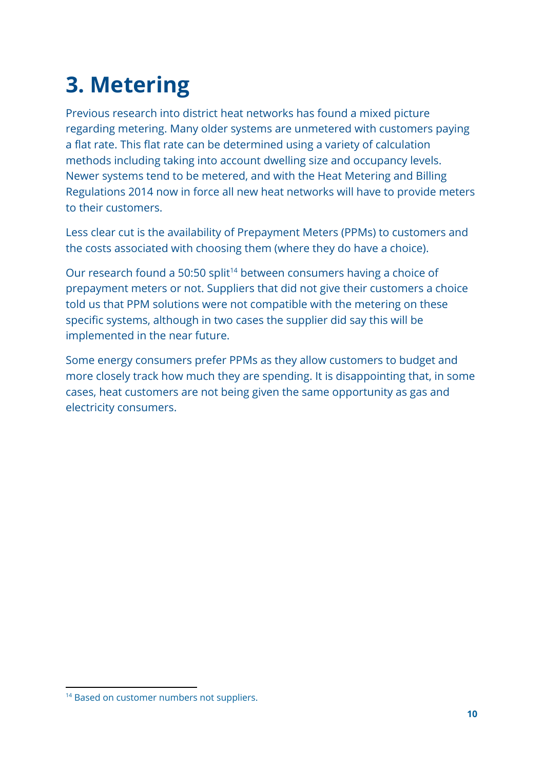# 3. Metering

Previous research into district heat networks has found a mixed picture regarding metering. Many older systems are unmetered with customers paying a flat rate. This flat rate can be determined using a variety of calculation methods including taking into account dwelling size and occupancy levels. Newer systems tend to be metered, and with the Heat Metering and Billing Regulations 2014 now in force all new heat networks will have to provide meters to their customers.

Less clear cut is the availability of Prepayment Meters (PPMs) to customers and the costs associated with choosing them (where they do have a choice).

Our research found a 50:50 split[14] between consumers having a choice of prepayment meters or not. Suppliers that did not give their customers a choice told us that PPM solutions were not compatible with the metering on these specific systems, although in two cases the supplier did say this will be implemented in the near future.

Some energy consumers prefer PPMs as they allow customers to budget and more closely track how much they are spending. It is disappointing that, in some cases, heat customers are not being given the same opportunity as gas and electricity consumers.

[14] Based on customer numbers not suppliers.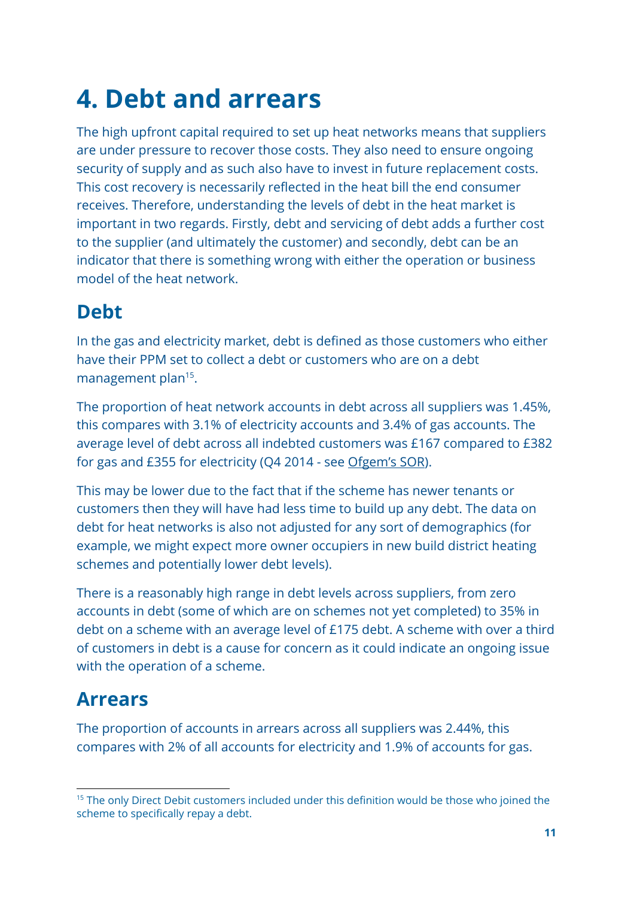# 4. Debt and arrears

The high upfront capital required to set up heat networks means that suppliers are under pressure to recover those costs. They also need to ensure ongoing security of supply and as such also have to invest in future replacement costs. This cost recovery is necessarily reflected in the heat bill the end consumer receives. Therefore, understanding the levels of debt in the heat market is important in two regards. Firstly, debt and servicing of debt adds a further cost to the supplier (and ultimately the customer) and secondly, debt can be an indicator that there is something wrong with either the operation or business model of the heat network.

## Debt

In the gas and electricity market, debt is defined as those customers who either have their PPM set to collect a debt or customers who are on a debt management plan[15].

The proportion of heat network accounts in debt across all suppliers was 1.45%, this compares with 3.1% of electricity accounts and 3.4% of gas accounts. The average level of debt across all indebted customers was £167 compared to £382 for gas and £355 for electricity (Q4 2014 - see Ofgem's SOR).

This may be lower due to the fact that if the scheme has newer tenants or customers then they will have had less time to build up any debt. The data on debt for heat networks is also not adjusted for any sort of demographics (for example, we might expect more owner occupiers in new build district heating schemes and potentially lower debt levels).

There is a reasonably high range in debt levels across suppliers, from zero accounts in debt (some of which are on schemes not yet completed) to 35% in debt on a scheme with an average level of £175 debt. A scheme with over a third of customers in debt is a cause for concern as it could indicate an ongoing issue with the operation of a scheme.

## Arrears

The proportion of accounts in arrears across all suppliers was 2.44%, this compares with 2% of all accounts for electricity and 1.9% of accounts for gas.

[15] The only Direct Debit customers included under this definition would be those who joined the scheme to specifically repay a debt.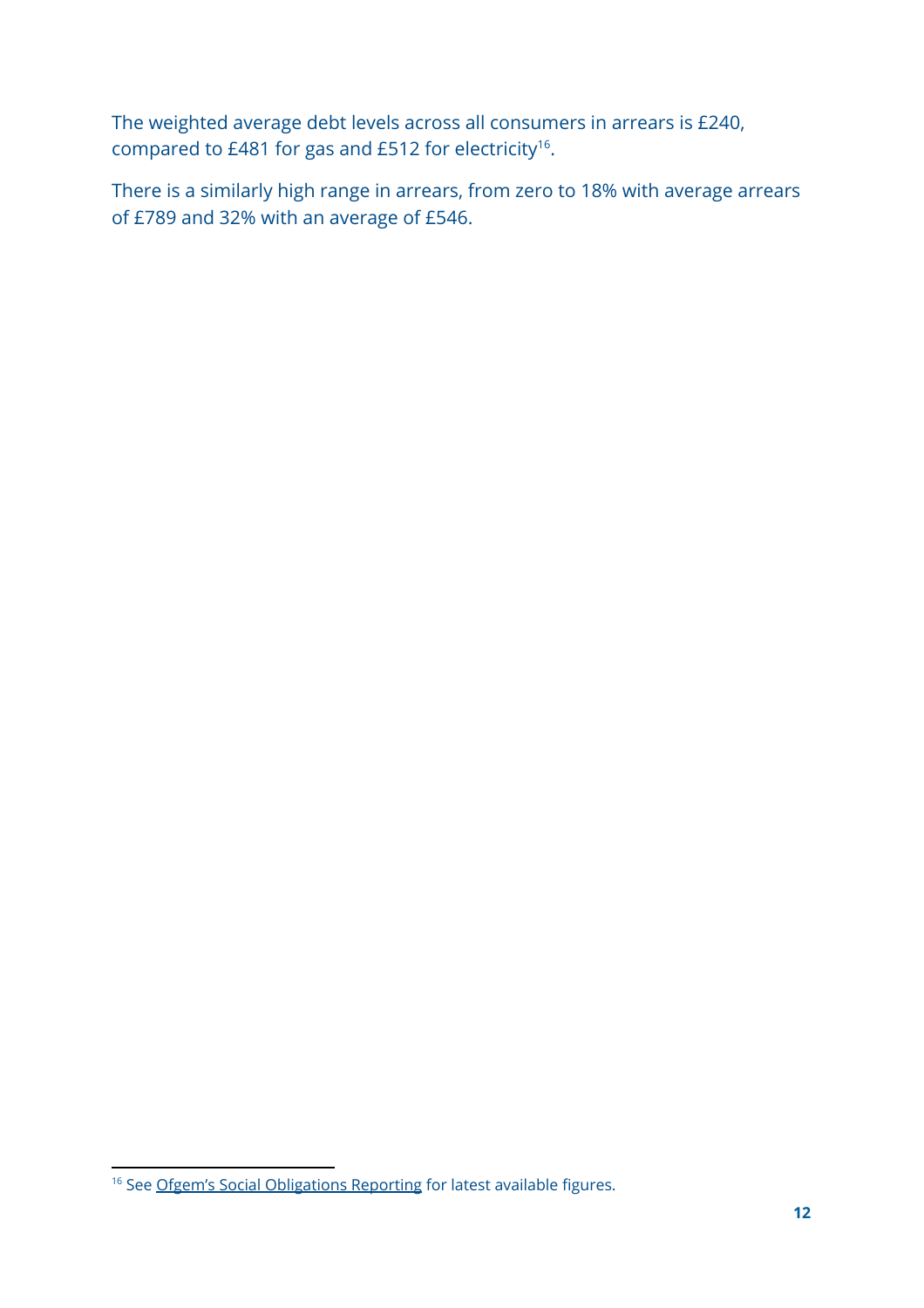The weighted average debt levels across all consumers in arrears is £240, compared to £481 for gas and £512 for electricity[16].

There is a similarly high range in arrears, from zero to 18% with average arrears of £789 and 32% with an average of £546.

[16] See Ofgem's Social Obligations Reporting for latest available figures.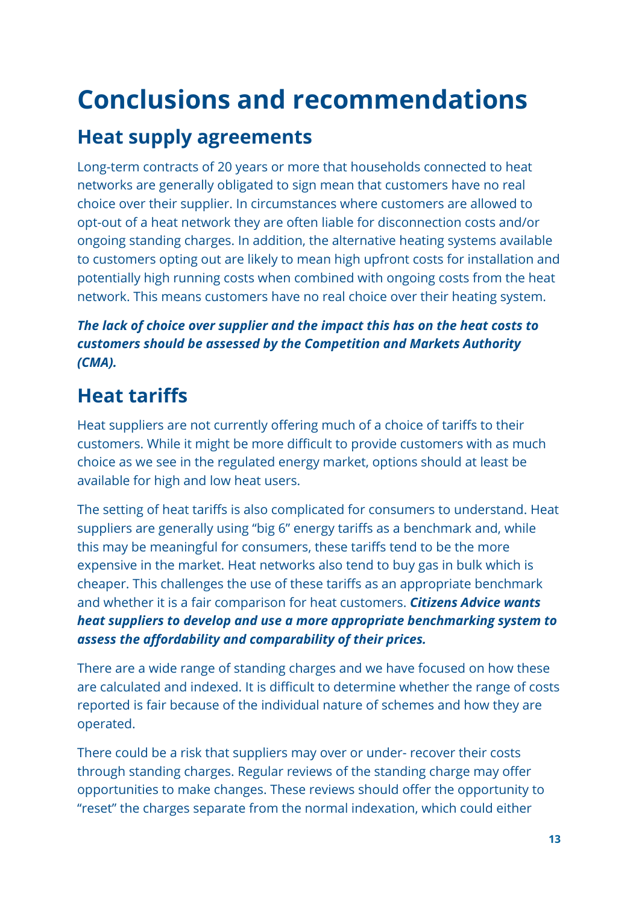# Conclusions and recommendations

## Heat supply agreements

Long-term contracts of 20 years or more that households connected to heat networks are generally obligated to sign mean that customers have no real choice over their supplier. In circumstances where customers are allowed to opt-out of a heat network they are often liable for disconnection costs and/or ongoing standing charges. In addition, the alternative heating systems available to customers opting out are likely to mean high upfront costs for installation and potentially high running costs when combined with ongoing costs from the heat network. This means customers have no real choice over their heating system.

***The lack of choice over supplier and the impact this has on the heat costs to customers should be assessed by the Competition and Markets Authority (CMA).***

## Heat tariffs

Heat suppliers are not currently offering much of a choice of tariffs to their customers. While it might be more difficult to provide customers with as much choice as we see in the regulated energy market, options should at least be available for high and low heat users.

The setting of heat tariffs is also complicated for consumers to understand. Heat suppliers are generally using "big 6" energy tariffs as a benchmark and, while this may be meaningful for consumers, these tariffs tend to be the more expensive in the market. Heat networks also tend to buy gas in bulk which is cheaper. This challenges the use of these tariffs as an appropriate benchmark and whether it is a fair comparison for heat customers. ***Citizens Advice wants heat suppliers to develop and use a more appropriate benchmarking system to assess the affordability and comparability of their prices.***

There are a wide range of standing charges and we have focused on how these are calculated and indexed. It is difficult to determine whether the range of costs reported is fair because of the individual nature of schemes and how they are operated.

There could be a risk that suppliers may over or under- recover their costs through standing charges. Regular reviews of the standing charge may offer opportunities to make changes. These reviews should offer the opportunity to "reset" the charges separate from the normal indexation, which could either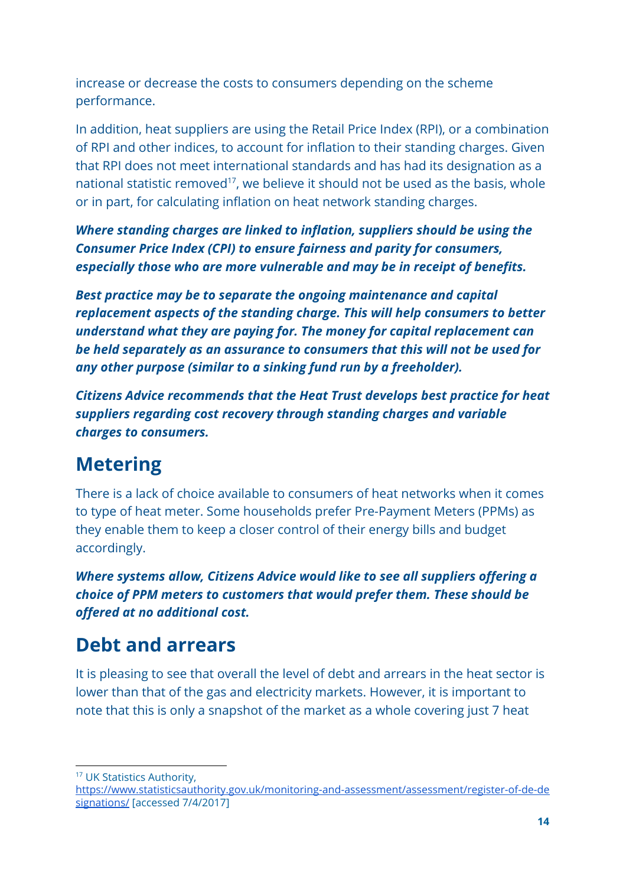increase or decrease the costs to consumers depending on the scheme performance.

In addition, heat suppliers are using the Retail Price Index (RPI), or a combination of RPI and other indices, to account for inflation to their standing charges. Given that RPI does not meet international standards and has had its designation as a national statistic removed[17], we believe it should not be used as the basis, whole or in part, for calculating inflation on heat network standing charges.

***Where standing charges are linked to inflation, suppliers should be using the Consumer Price Index (CPI) to ensure fairness and parity for consumers, especially those who are more vulnerable and may be in receipt of benefits.***

***Best practice may be to separate the ongoing maintenance and capital replacement aspects of the standing charge. This will help consumers to better understand what they are paying for. The money for capital replacement can be held separately as an assurance to consumers that this will not be used for any other purpose (similar to a sinking fund run by a freeholder).***

***Citizens Advice recommends that the Heat Trust develops best practice for heat suppliers regarding cost recovery through standing charges and variable charges to consumers.***

## Metering

There is a lack of choice available to consumers of heat networks when it comes to type of heat meter. Some households prefer Pre-Payment Meters (PPMs) as they enable them to keep a closer control of their energy bills and budget accordingly.

***Where systems allow, Citizens Advice would like to see all suppliers offering a choice of PPM meters to customers that would prefer them. These should be offered at no additional cost.***

## Debt and arrears

It is pleasing to see that overall the level of debt and arrears in the heat sector is lower than that of the gas and electricity markets. However, it is important to note that this is only a snapshot of the market as a whole covering just 7 heat

---

[17] UK Statistics Authority, https://www.statisticsauthority.gov.uk/monitoring-and-assessment/assessment/register-of-de-designations/ [accessed 7/4/2017]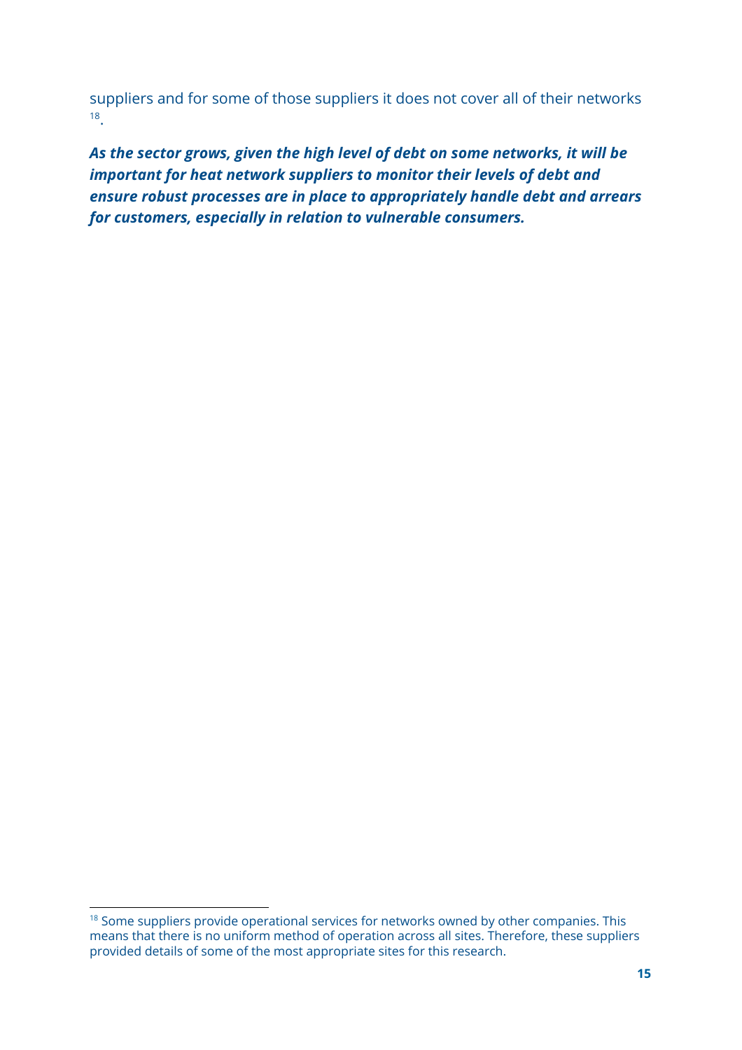suppliers and for some of those suppliers it does not cover all of their networks [18].

***As the sector grows, given the high level of debt on some networks, it will be important for heat network suppliers to monitor their levels of debt and ensure robust processes are in place to appropriately handle debt and arrears for customers, especially in relation to vulnerable consumers.***

[18] Some suppliers provide operational services for networks owned by other companies. This means that there is no uniform method of operation across all sites. Therefore, these suppliers provided details of some of the most appropriate sites for this research.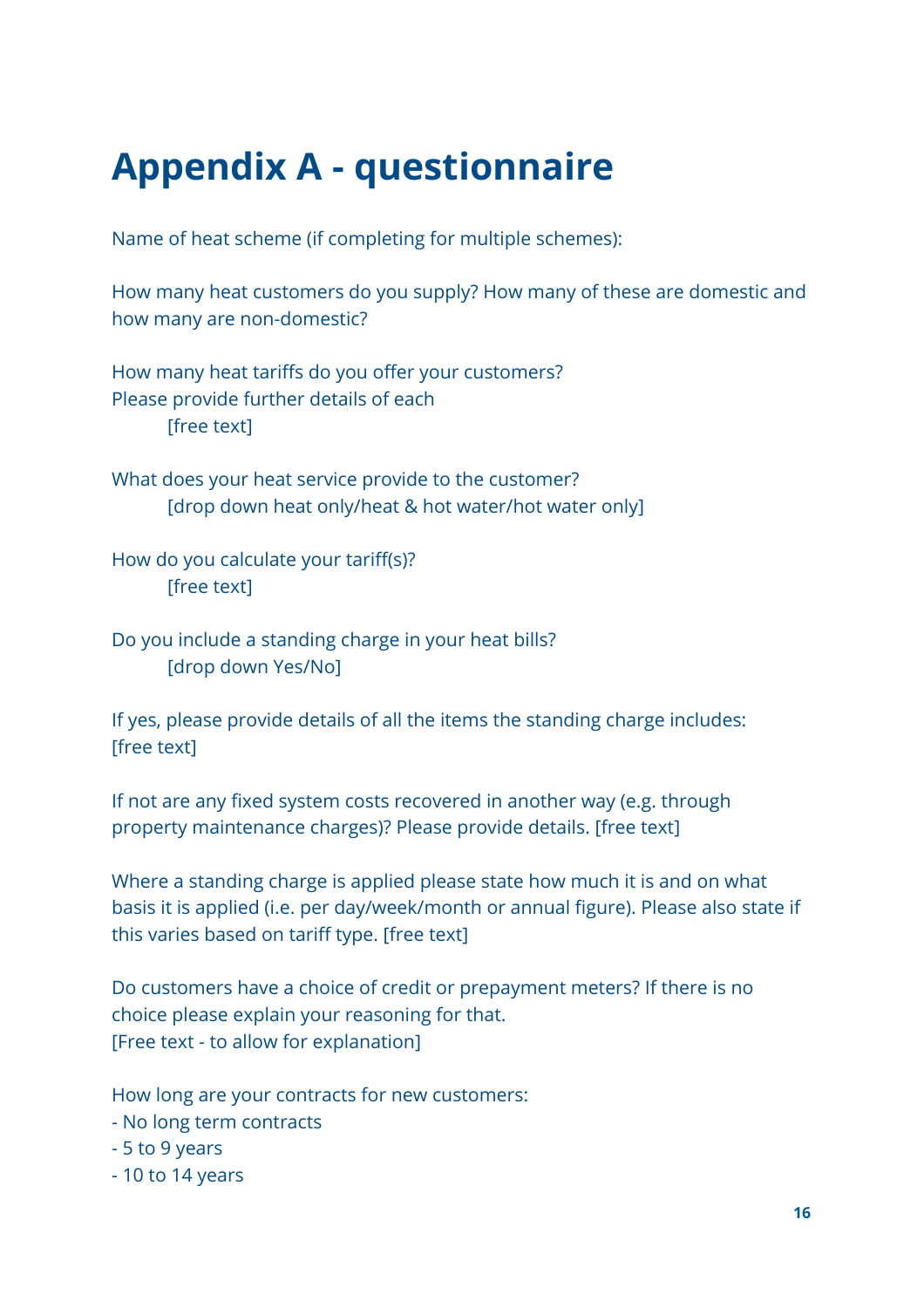# Appendix A - questionnaire

Name of heat scheme (if completing for multiple schemes):

How many heat customers do you supply? How many of these are domestic and how many are non-domestic?

How many heat tariffs do you offer your customers?
Please provide further details of each

[free text]

What does your heat service provide to the customer?

[drop down heat only/heat & hot water/hot water only]

How do you calculate your tariff(s)?

[free text]

Do you include a standing charge in your heat bills?

[drop down Yes/No]

If yes, please provide details of all the items the standing charge includes: [free text]

If not are any fixed system costs recovered in another way (e.g. through property maintenance charges)? Please provide details. [free text]

Where a standing charge is applied please state how much it is and on what basis it is applied (i.e. per day/week/month or annual figure). Please also state if this varies based on tariff type. [free text]

Do customers have a choice of credit or prepayment meters? If there is no choice please explain your reasoning for that.
[Free text - to allow for explanation]

How long are your contracts for new customers:
- No long term contracts
- 5 to 9 years
- 10 to 14 years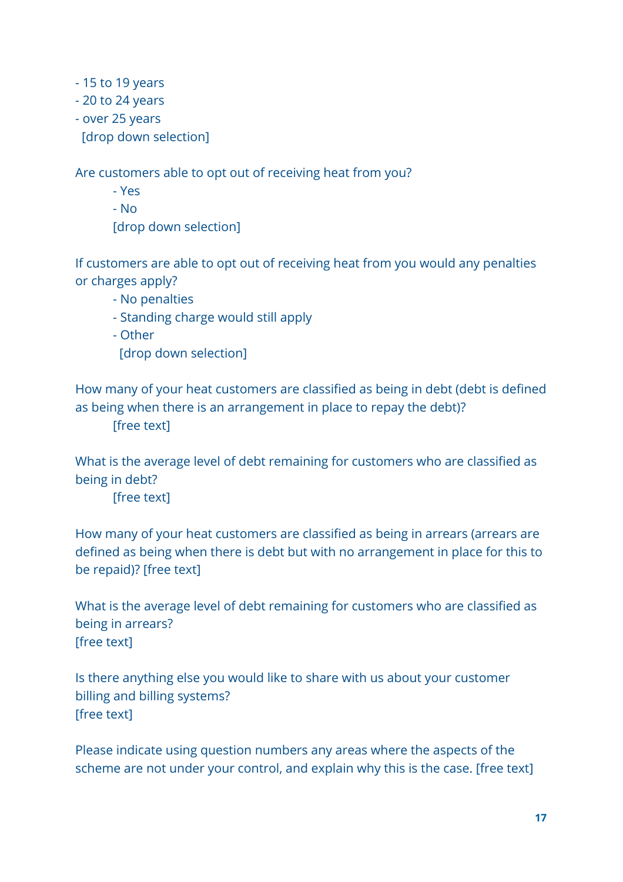- 15 to 19 years
- 20 to 24 years
- over 25 years

[drop down selection]

Are customers able to opt out of receiving heat from you?

- Yes
- No

[drop down selection]

If customers are able to opt out of receiving heat from you would any penalties or charges apply?

- No penalties
- Standing charge would still apply
- Other

[drop down selection]

How many of your heat customers are classified as being in debt (debt is defined as being when there is an arrangement in place to repay the debt)?

[free text]

What is the average level of debt remaining for customers who are classified as being in debt?

[free text]

How many of your heat customers are classified as being in arrears (arrears are defined as being when there is debt but with no arrangement in place for this to be repaid)? [free text]

What is the average level of debt remaining for customers who are classified as being in arrears?

[free text]

Is there anything else you would like to share with us about your customer billing and billing systems?

[free text]

Please indicate using question numbers any areas where the aspects of the scheme are not under your control, and explain why this is the case. [free text]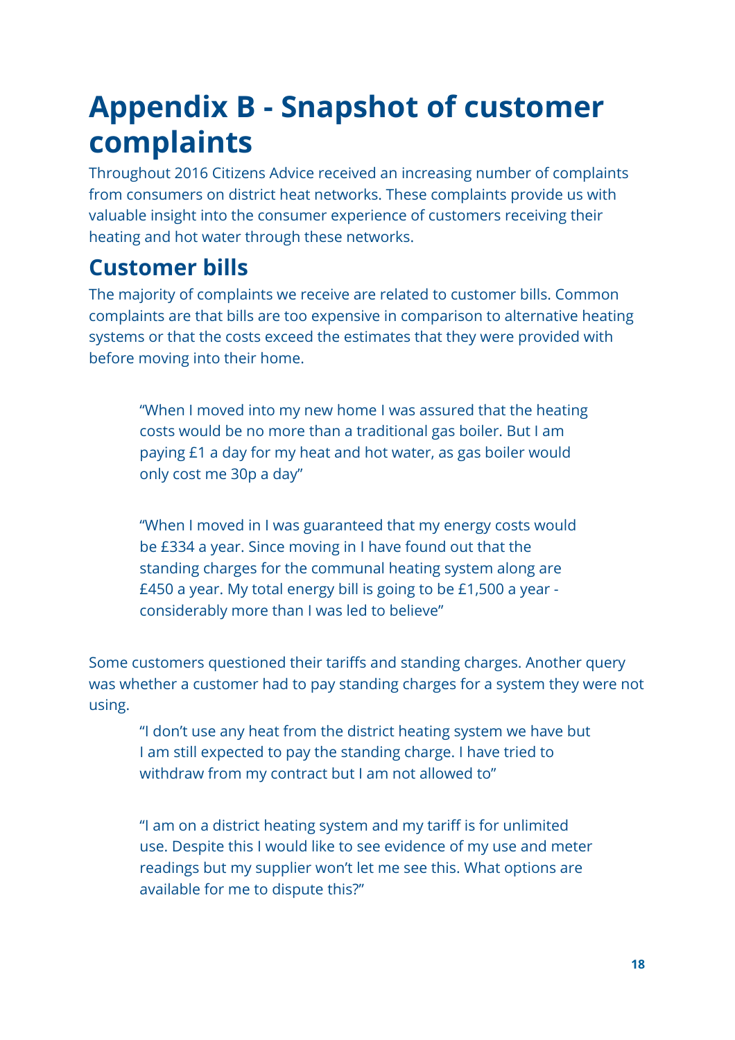# Appendix B - Snapshot of customer complaints

Throughout 2016 Citizens Advice received an increasing number of complaints from consumers on district heat networks. These complaints provide us with valuable insight into the consumer experience of customers receiving their heating and hot water through these networks.

## Customer bills

The majority of complaints we receive are related to customer bills. Common complaints are that bills are too expensive in comparison to alternative heating systems or that the costs exceed the estimates that they were provided with before moving into their home.

> "When I moved into my new home I was assured that the heating costs would be no more than a traditional gas boiler. But I am paying £1 a day for my heat and hot water, as gas boiler would only cost me 30p a day"

> "When I moved in I was guaranteed that my energy costs would be £334 a year. Since moving in I have found out that the standing charges for the communal heating system along are £450 a year. My total energy bill is going to be £1,500 a year - considerably more than I was led to believe"

Some customers questioned their tariffs and standing charges. Another query was whether a customer had to pay standing charges for a system they were not using.

> "I don't use any heat from the district heating system we have but I am still expected to pay the standing charge. I have tried to withdraw from my contract but I am not allowed to"

> "I am on a district heating system and my tariff is for unlimited use. Despite this I would like to see evidence of my use and meter readings but my supplier won't let me see this. What options are available for me to dispute this?"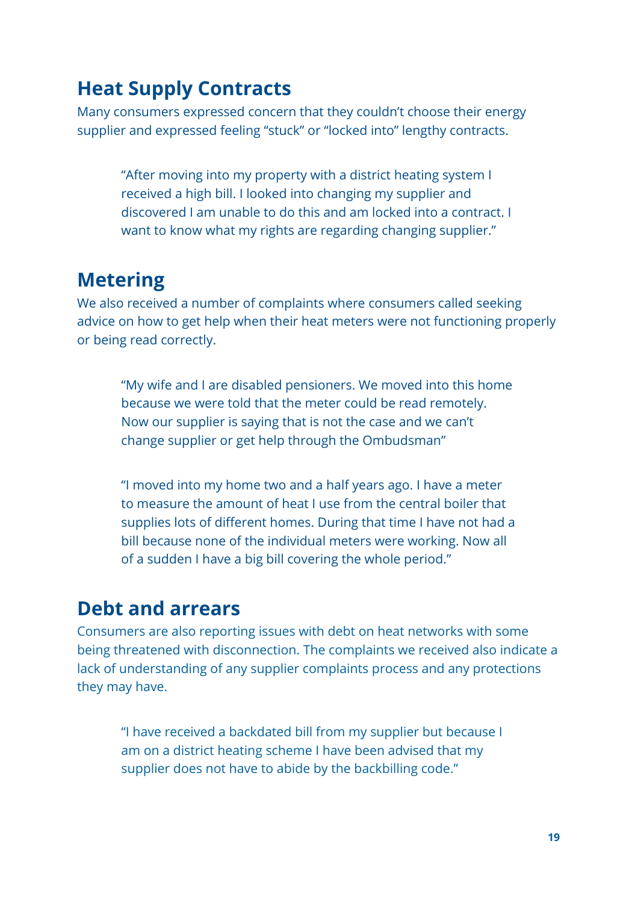## Heat Supply Contracts

Many consumers expressed concern that they couldn't choose their energy supplier and expressed feeling "stuck" or "locked into" lengthy contracts.

> "After moving into my property with a district heating system I received a high bill. I looked into changing my supplier and discovered I am unable to do this and am locked into a contract. I want to know what my rights are regarding changing supplier."

## Metering

We also received a number of complaints where consumers called seeking advice on how to get help when their heat meters were not functioning properly or being read correctly.

> "My wife and I are disabled pensioners. We moved into this home because we were told that the meter could be read remotely. Now our supplier is saying that is not the case and we can't change supplier or get help through the Ombudsman"

> "I moved into my home two and a half years ago. I have a meter to measure the amount of heat I use from the central boiler that supplies lots of different homes. During that time I have not had a bill because none of the individual meters were working. Now all of a sudden I have a big bill covering the whole period."

## Debt and arrears

Consumers are also reporting issues with debt on heat networks with some being threatened with disconnection. The complaints we received also indicate a lack of understanding of any supplier complaints process and any protections they may have.

> "I have received a backdated bill from my supplier but because I am on a district heating scheme I have been advised that my supplier does not have to abide by the backbilling code."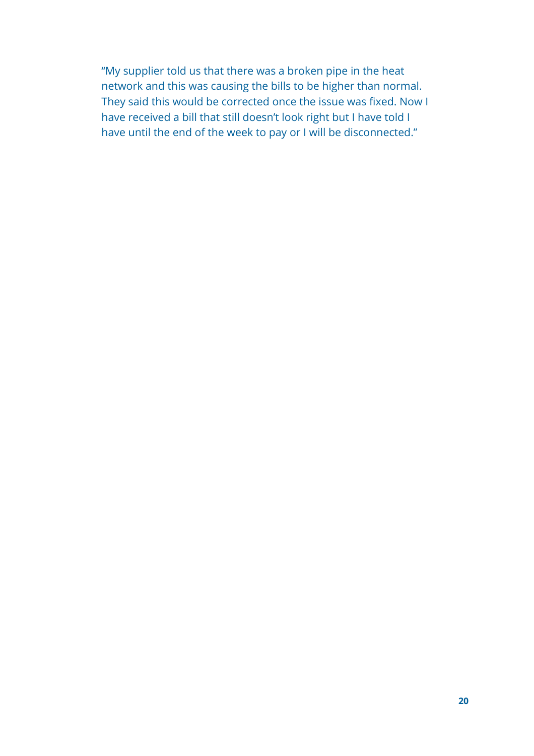"My supplier told us that there was a broken pipe in the heat network and this was causing the bills to be higher than normal. They said this would be corrected once the issue was fixed. Now I have received a bill that still doesn't look right but I have told I have until the end of the week to pay or I will be disconnected."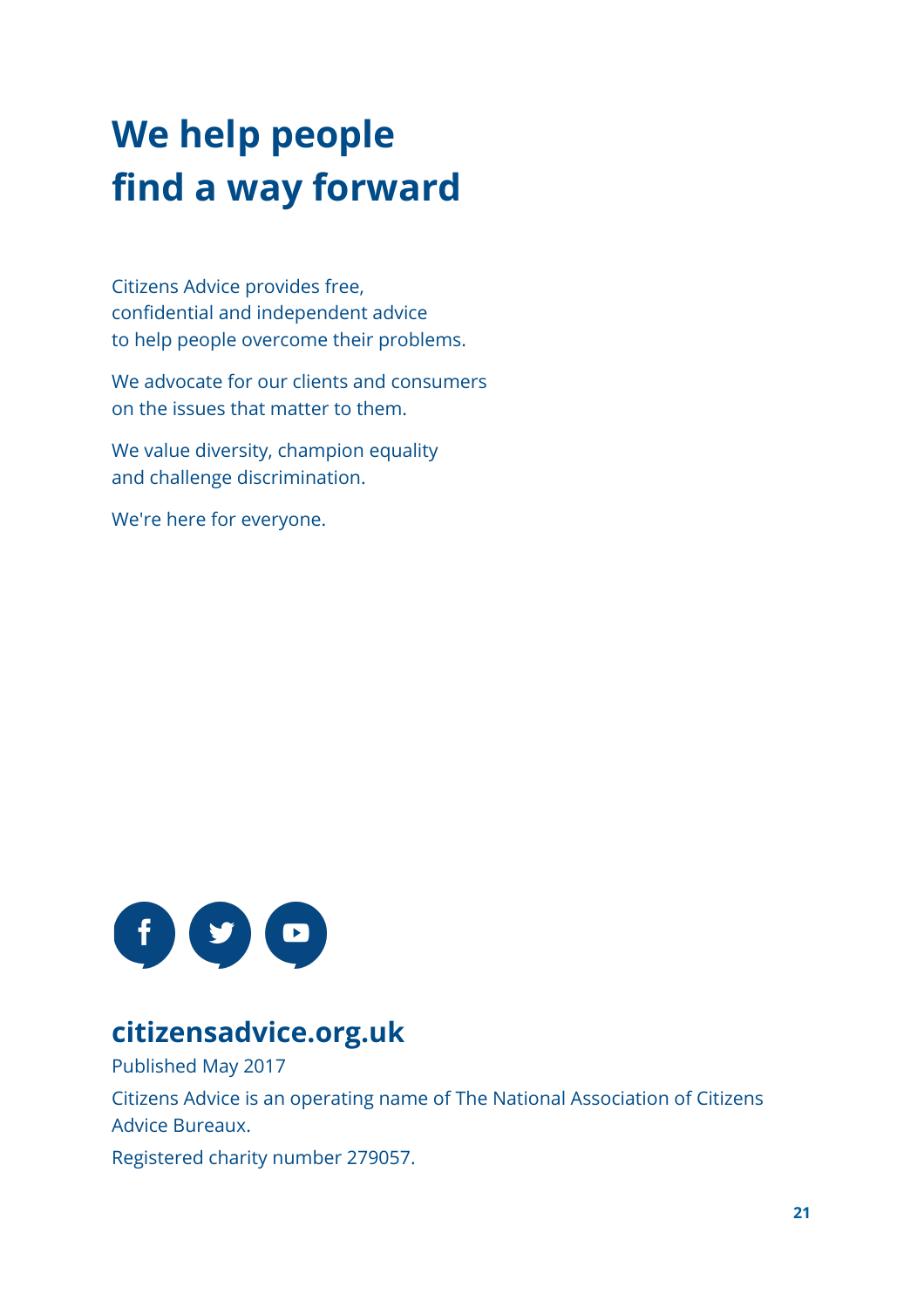# We help people find a way forward

Citizens Advice provides free, confidential and independent advice to help people overcome their problems.

We advocate for our clients and consumers on the issues that matter to them.

We value diversity, champion equality and challenge discrimination.

We're here for everyone.

## citizensadvice.org.uk

Published May 2017

Citizens Advice is an operating name of The National Association of Citizens Advice Bureaux.

Registered charity number 279057.